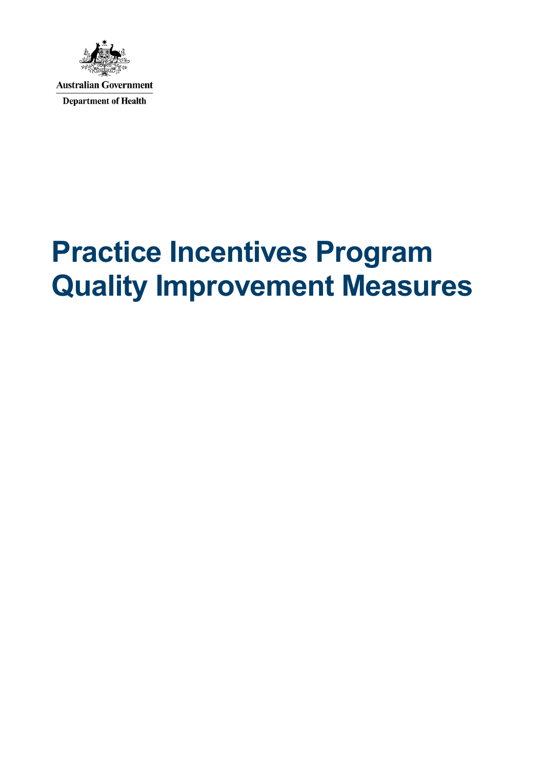Australian Government

Department of Health

# Practice Incentives Program Quality Improvement Measures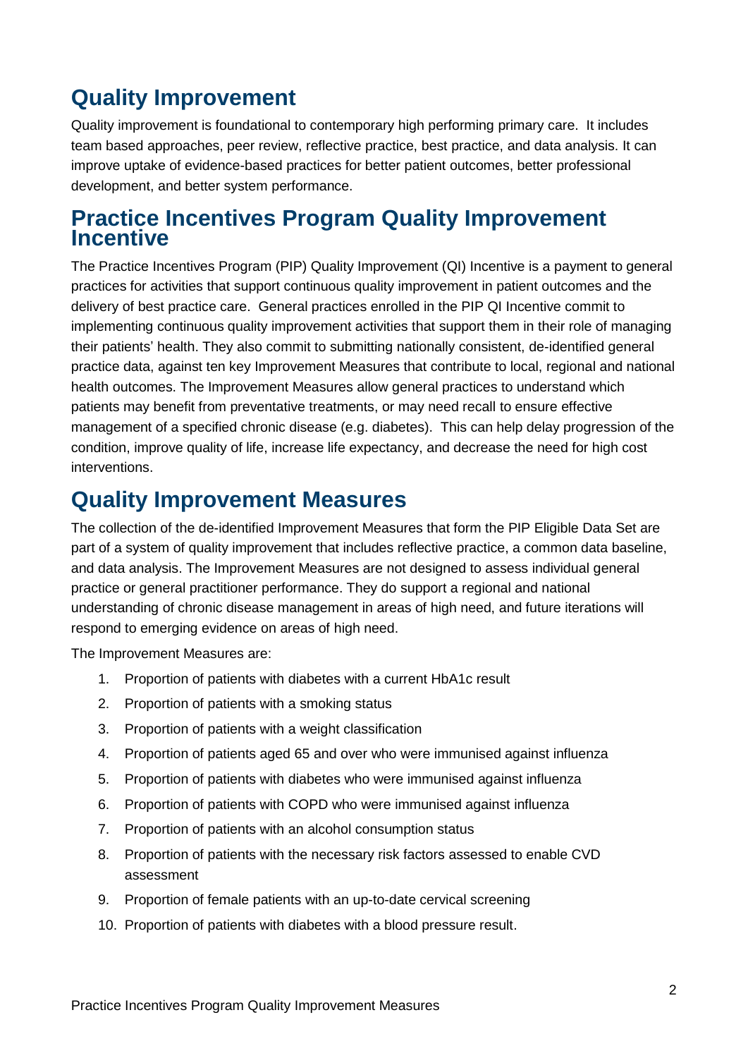## Quality Improvement

Quality improvement is foundational to contemporary high performing primary care. It includes team based approaches, peer review, reflective practice, best practice, and data analysis. It can improve uptake of evidence-based practices for better patient outcomes, better professional development, and better system performance.

## Practice Incentives Program Quality Improvement Incentive

The Practice Incentives Program (PIP) Quality Improvement (QI) Incentive is a payment to general practices for activities that support continuous quality improvement in patient outcomes and the delivery of best practice care. General practices enrolled in the PIP QI Incentive commit to implementing continuous quality improvement activities that support them in their role of managing their patients' health. They also commit to submitting nationally consistent, de-identified general practice data, against ten key Improvement Measures that contribute to local, regional and national health outcomes. The Improvement Measures allow general practices to understand which patients may benefit from preventative treatments, or may need recall to ensure effective management of a specified chronic disease (e.g. diabetes). This can help delay progression of the condition, improve quality of life, increase life expectancy, and decrease the need for high cost interventions.

## Quality Improvement Measures

The collection of the de-identified Improvement Measures that form the PIP Eligible Data Set are part of a system of quality improvement that includes reflective practice, a common data baseline, and data analysis. The Improvement Measures are not designed to assess individual general practice or general practitioner performance. They do support a regional and national understanding of chronic disease management in areas of high need, and future iterations will respond to emerging evidence on areas of high need.

The Improvement Measures are:

1. Proportion of patients with diabetes with a current HbA1c result
2. Proportion of patients with a smoking status
3. Proportion of patients with a weight classification
4. Proportion of patients aged 65 and over who were immunised against influenza
5. Proportion of patients with diabetes who were immunised against influenza
6. Proportion of patients with COPD who were immunised against influenza
7. Proportion of patients with an alcohol consumption status
8. Proportion of patients with the necessary risk factors assessed to enable CVD assessment
9. Proportion of female patients with an up-to-date cervical screening
10. Proportion of patients with diabetes with a blood pressure result.